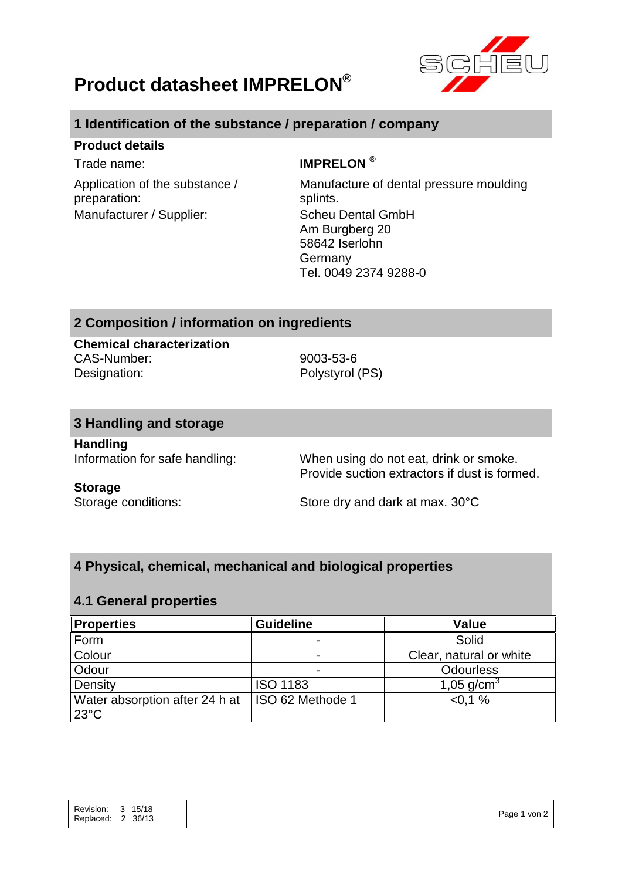# Product datasheet IMPRELON®

## 1 Identification of the substance / preparation / company

**Product details**

| | |
|---|---|
| Trade name: | **IMPRELON ®** |
| Application of the substance / preparation: | Manufacture of dental pressure moulding splints. |
| Manufacturer / Supplier: | Scheu Dental GmbH<br>Am Burgberg 20<br>58642 Iserlohn<br>Germany<br>Tel. 0049 2374 9288-0 |

## 2 Composition / information on ingredients

**Chemical characterization**

| | |
|---|---|
| CAS-Number: | 9003-53-6 |
| Designation: | Polystyrol (PS) |

## 3 Handling and storage

**Handling**

| | |
|---|---|
| Information for safe handling: | When using do not eat, drink or smoke.<br>Provide suction extractors if dust is formed. |

**Storage**

| | |
|---|---|
| Storage conditions: | Store dry and dark at max. 30°C |

## 4 Physical, chemical, mechanical and biological properties

### 4.1 General properties

| Properties | Guideline | Value |
|---|---|---|
| Form | - | Solid |
| Colour | - | Clear, natural or white |
| Odour | - | Odourless |
| Density | ISO 1183 | 1,05 g/cm$^3$ |
| Water absorption after 24 h at 23°C | ISO 62 Methode 1 | <0,1 % |

Revision: 3 15/18
Replaced: 2 36/13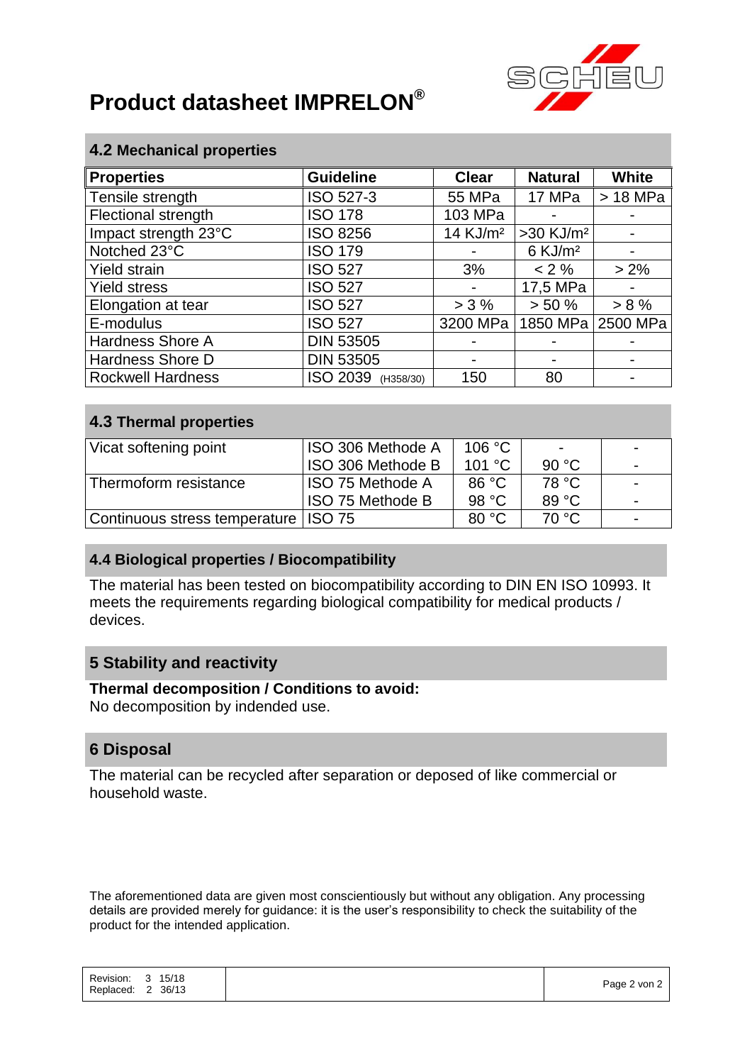# Product datasheet IMPRELON®

## 4.2 Mechanical properties

| Properties | Guideline | Clear | Natural | White |
|---|---|---|---|---|
| Tensile strength | ISO 527-3 | 55 MPa | 17 MPa | > 18 MPa |
| Flectional strength | ISO 178 | 103 MPa | - | - |
| Impact strength 23°C | ISO 8256 | 14 KJ/m² | >30 KJ/m² | - |
| Notched 23°C | ISO 179 | - | 6 KJ/m² | - |
| Yield strain | ISO 527 | 3% | < 2 % | > 2% |
| Yield stress | ISO 527 | - | 17,5 MPa | - |
| Elongation at tear | ISO 527 | > 3 % | > 50 % | > 8 % |
| E-modulus | ISO 527 | 3200 MPa | 1850 MPa | 2500 MPa |
| Hardness Shore A | DIN 53505 | - | - | - |
| Hardness Shore D | DIN 53505 | - | - | - |
| Rockwell Hardness | ISO 2039 (H358/30) | 150 | 80 | - |

## 4.3 Thermal properties

| | | | | |
|---|---|---|---|---|
| Vicat softening point | ISO 306 Methode A | 106 °C | - | - |
| | ISO 306 Methode B | 101 °C | 90 °C | - |
| Thermoform resistance | ISO 75 Methode A | 86 °C | 78 °C | - |
| | ISO 75 Methode B | 98 °C | 89 °C | - |
| Continuous stress temperature | ISO 75 | 80 °C | 70 °C | - |

## 4.4 Biological properties / Biocompatibility

The material has been tested on biocompatibility according to DIN EN ISO 10993. It meets the requirements regarding biological compatibility for medical products / devices.

## 5 Stability and reactivity

**Thermal decomposition / Conditions to avoid:**
No decomposition by indended use.

## 6 Disposal

The material can be recycled after separation or deposed of like commercial or household waste.

The aforementioned data are given most conscientiously but without any obligation. Any processing details are provided merely for guidance: it is the user's responsibility to check the suitability of the product for the intended application.

Revision: 3 15/18
Replaced: 2 36/13